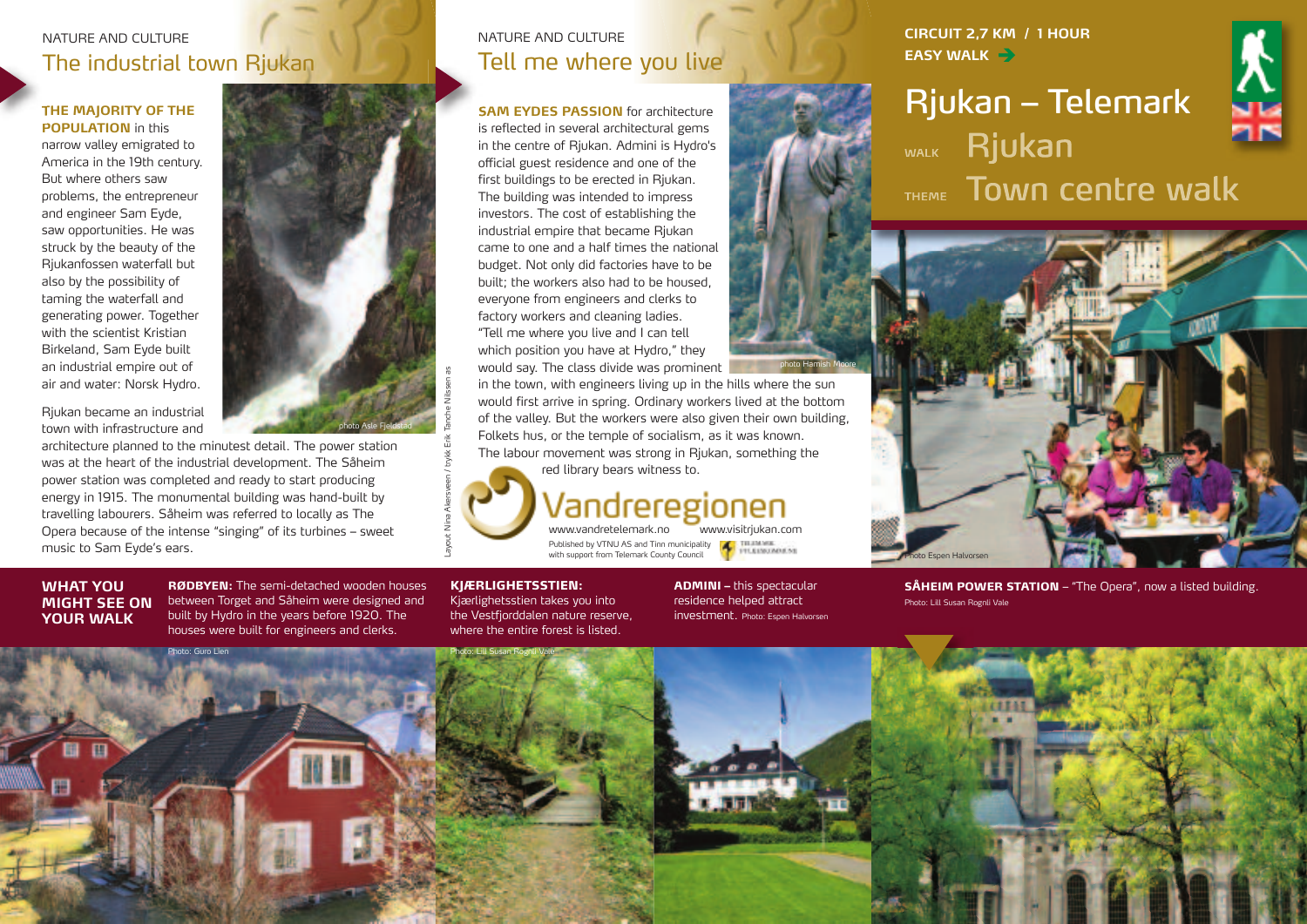NATURE AND CULTURE

## The industrial town Rjukan

**THE MAJORITY OF THE POPULATION** in this narrow valley emigrated to America in the 19th century. But where others saw problems, the entrepreneur and engineer Sam Eyde, saw opportunities. He was struck by the beauty of the Rjukanfossen waterfall but also by the possibility of taming the waterfall and generating power. Together with the scientist Kristian Birkeland, Sam Eyde built an industrial empire out of air and water: Norsk Hydro.

Rjukan became an industrial town with infrastructure and architecture planned to the minutest detail. The power station was at the heart of the industrial development. The Såheim power station was completed and ready to start producing energy in 1915. The monumental building was hand-built by travelling labourers. Såheim was referred to locally as The Opera because of the intense "singing" of its turbines – sweet music to Sam Eyde's ears.

photo Asle Fjeldstad

NATURE AND CULTURE

## Tell me where you live

**SAM EYDES PASSION** for architecture is reflected in several architectural gems in the centre of Rjukan. Admini is Hydro's official guest residence and one of the first buildings to be erected in Rjukan. The building was intended to impress investors. The cost of establishing the industrial empire that became Rjukan came to one and a half times the national budget. Not only did factories have to be built; the workers also had to be housed, everyone from engineers and clerks to factory workers and cleaning ladies. "Tell me where you live and I can tell which position you have at Hydro," they would say. The class divide was prominent in the town, with engineers living up in the hills where the sun would first arrive in spring. Ordinary workers lived at the bottom of the valley. But the workers were also given their own building, Folkets hus, or the temple of socialism, as it was known. The labour movement was strong in Rjukan, something the red library bears witness to.

photo Hamish Moore

Vandreregionen

www.vandretelemark.no www.visitrjukan.com

Published by VTNU AS and Tinn municipality with support from Telemark County Council

Layout Nina Akersveen / trykk Erik Tanche Nilssen as

**CIRCUIT 2,7 KM / 1 HOUR**
**EASY WALK**

# Rjukan – Telemark

WALK **Rjukan**

THEME **Town centre walk**

Photo Espen Halvorsen

**WHAT YOU MIGHT SEE ON YOUR WALK**

**RØDBYEN:** The semi-detached wooden houses between Torget and Såheim were designed and built by Hydro in the years before 1920. The houses were built for engineers and clerks.

Photo: Guro Lien

**KJÆRLIGHETSSTIEN:** Kjærlighetsstien takes you into the Vestfjorddalen nature reserve, where the entire forest is listed.

Photo: Lill Susan Rognli Vale

**ADMINI –** this spectacular residence helped attract investment. Photo: Espen Halvorsen

**SÅHEIM POWER STATION** – "The Opera", now a listed building.

Photo: Lill Susan Rognli Vale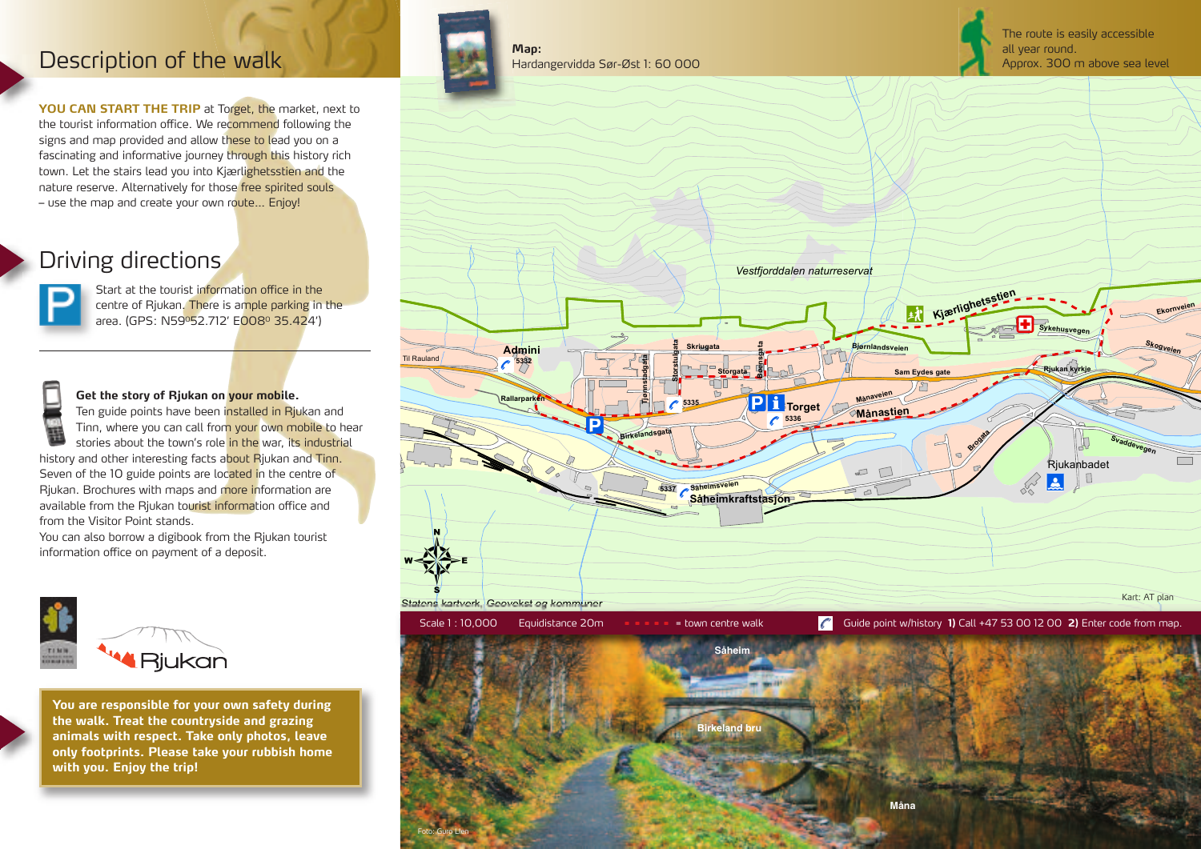# Description of the walk

**YOU CAN START THE TRIP** at Torget, the market, next to the tourist information office. We recommend following the signs and map provided and allow these to lead you on a fascinating and informative journey through this history rich town. Let the stairs lead you into Kjærlighetsstien and the nature reserve. Alternatively for those free spirited souls – use the map and create your own route... Enjoy!

# Driving directions

Start at the tourist information office in the centre of Rjukan. There is ample parking in the area. (GPS: N59º52.712' E008º 35.424')

**Get the story of Rjukan on your mobile.** Ten guide points have been installed in Rjukan and Tinn, where you can call from your own mobile to hear stories about the town's role in the war, its industrial history and other interesting facts about Rjukan and Tinn. Seven of the 10 guide points are located in the centre of Rjukan. Brochures with maps and more information are available from the Rjukan tourist information office and from the Visitor Point stands.

You can also borrow a digibook from the Rjukan tourist information office on payment of a deposit.

Rjukan

**You are responsible for your own safety during the walk. Treat the countryside and grazing animals with respect. Take only photos, leave only footprints. Please take your rubbish home with you. Enjoy the trip!**

**Map:**
Hardangervidda Sør-Øst 1: 60 000

The route is easily accessible all year round.
Approx. 300 m above sea level

Vestfjorddalen naturreservat
Kjærlighetsstien
Ekornveien
Sykehusvegen
Skogveien
Bjørnlandsveien
Rjukan kyrkje
Sam Eydes gate
Skrlugata
Storgata
Admini
5332
Til Rauland
Rallarparken
5335
Torget
5336
Manaveien
Månastien
Birkelandsgata
Brogata
Svaddevegen
Rjukanbadet
5337
Såheimsveien
Såheimkraftstasjon

Statens kartverk, Geovekst og kommuner

Kart: AT plan

Scale 1 : 10,000   Equidistance 20m   = town centre walk   Guide point w/history **1)** Call +47 53 00 12 00 **2)** Enter code from map.

Såheim
Birkeland bru
Måna
Foto: Guro Lien